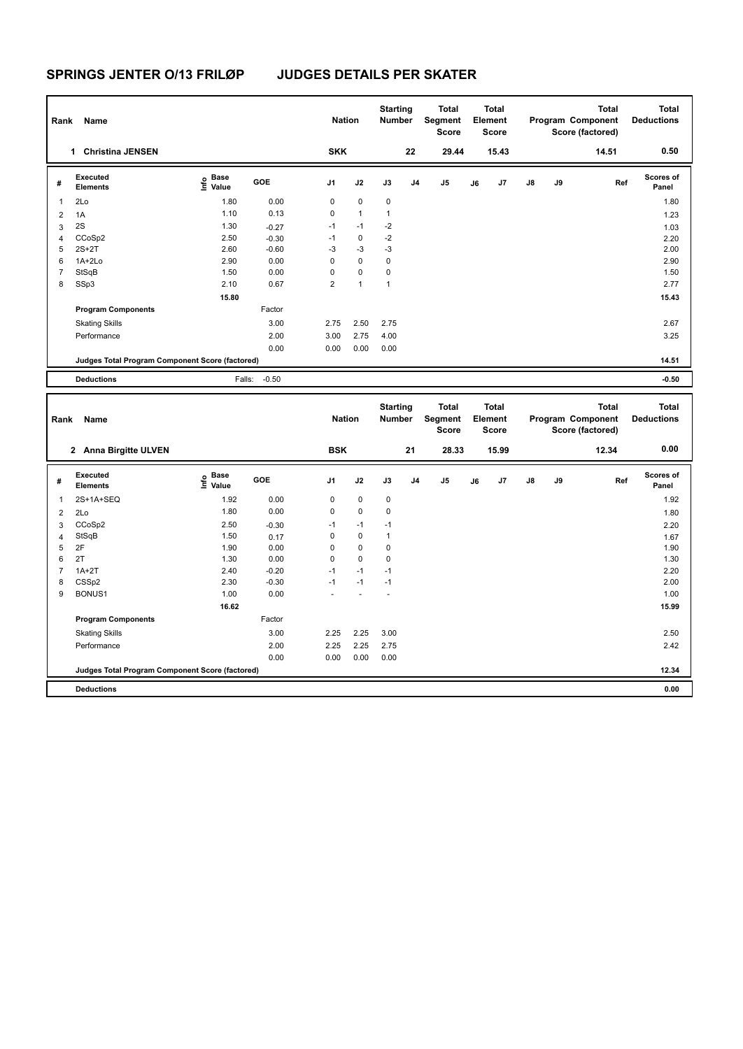# SPRINGS JENTER O/13 FRILØP JUDGES DETAILS PER SKATER

| Rank | Name | Nation | Starting Number | Total Segment Score | Total Element Score | Total Program Component Score (factored) | Total Deductions |
|---|---|---|---|---|---|---|---|
| 1 | Christina JENSEN | SKK | 22 | 29.44 | 15.43 | 14.51 | 0.50 |

| # | Executed Elements | Info | Base Value | GOE | J1 | J2 | J3 | J4 | J5 | J6 | J7 | J8 | J9 | Ref | Scores of Panel |
|---|---|---|---|---|---|---|---|---|---|---|---|---|---|---|---|
| 1 | 2Lo | | 1.80 | 0.00 | 0 | 0 | 0 | | | | | | | | 1.80 |
| 2 | 1A | | 1.10 | 0.13 | 0 | 1 | 1 | | | | | | | | 1.23 |
| 3 | 2S | | 1.30 | -0.27 | -1 | -1 | -2 | | | | | | | | 1.03 |
| 4 | CCoSp2 | | 2.50 | -0.30 | -1 | 0 | -2 | | | | | | | | 2.20 |
| 5 | 2S+2T | | 2.60 | -0.60 | -3 | -3 | -3 | | | | | | | | 2.00 |
| 6 | 1A+2Lo | | 2.90 | 0.00 | 0 | 0 | 0 | | | | | | | | 2.90 |
| 7 | StSqB | | 1.50 | 0.00 | 0 | 0 | 0 | | | | | | | | 1.50 |
| 8 | SSp3 | | 2.10 | 0.67 | 2 | 1 | 1 | | | | | | | | 2.77 |
| | | | 15.80 | | | | | | | | | | | | 15.43 |

| Program Components | Factor | J1 | J2 | J3 | J4 | J5 | J6 | J7 | J8 | J9 | Scores of Panel |
|---|---|---|---|---|---|---|---|---|---|---|---|
| Skating Skills | 3.00 | 2.75 | 2.50 | 2.75 | | | | | | | 2.67 |
| Performance | 2.00 | 3.00 | 2.75 | 4.00 | | | | | | | 3.25 |
| | 0.00 | 0.00 | 0.00 | 0.00 | | | | | | | |
| Judges Total Program Component Score (factored) | | | | | | | | | | | 14.51 |

| Deductions | Falls: -0.50 | -0.50 |
|---|---|---|

| Rank | Name | Nation | Starting Number | Total Segment Score | Total Element Score | Total Program Component Score (factored) | Total Deductions |
|---|---|---|---|---|---|---|---|
| 2 | Anna Birgitte ULVEN | BSK | 21 | 28.33 | 15.99 | 12.34 | 0.00 |

| # | Executed Elements | Info | Base Value | GOE | J1 | J2 | J3 | J4 | J5 | J6 | J7 | J8 | J9 | Ref | Scores of Panel |
|---|---|---|---|---|---|---|---|---|---|---|---|---|---|---|---|
| 1 | 2S+1A+SEQ | | 1.92 | 0.00 | 0 | 0 | 0 | | | | | | | | 1.92 |
| 2 | 2Lo | | 1.80 | 0.00 | 0 | 0 | 0 | | | | | | | | 1.80 |
| 3 | CCoSp2 | | 2.50 | -0.30 | -1 | -1 | -1 | | | | | | | | 2.20 |
| 4 | StSqB | | 1.50 | 0.17 | 0 | 0 | 1 | | | | | | | | 1.67 |
| 5 | 2F | | 1.90 | 0.00 | 0 | 0 | 0 | | | | | | | | 1.90 |
| 6 | 2T | | 1.30 | 0.00 | 0 | 0 | 0 | | | | | | | | 1.30 |
| 7 | 1A+2T | | 2.40 | -0.20 | -1 | -1 | -1 | | | | | | | | 2.20 |
| 8 | CSSp2 | | 2.30 | -0.30 | -1 | -1 | -1 | | | | | | | | 2.00 |
| 9 | BONUS1 | | 1.00 | 0.00 | - | - | - | | | | | | | | 1.00 |
| | | | 16.62 | | | | | | | | | | | | 15.99 |

| Program Components | Factor | J1 | J2 | J3 | J4 | J5 | J6 | J7 | J8 | J9 | Scores of Panel |
|---|---|---|---|---|---|---|---|---|---|---|---|
| Skating Skills | 3.00 | 2.25 | 2.25 | 3.00 | | | | | | | 2.50 |
| Performance | 2.00 | 2.25 | 2.25 | 2.75 | | | | | | | 2.42 |
| | 0.00 | 0.00 | 0.00 | 0.00 | | | | | | | |
| Judges Total Program Component Score (factored) | | | | | | | | | | | 12.34 |

| Deductions | | 0.00 |
|---|---|---|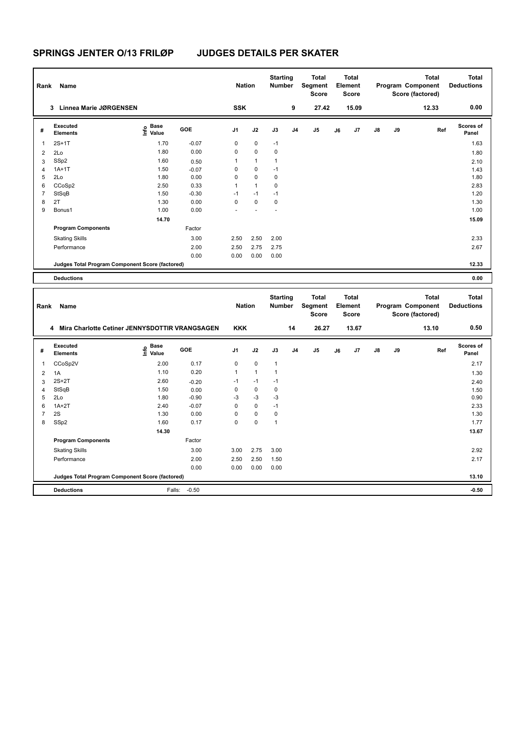# SPRINGS JENTER O/13 FRILØP JUDGES DETAILS PER SKATER

| Rank | Name | Nation | Starting Number | Total Segment Score | Total Element Score | Total Program Component Score (factored) | Total Deductions |
|---|---|---|---|---|---|---|---|
| 3 | Linnea Marie JØRGENSEN | SSK | 9 | 27.42 | 15.09 | 12.33 | 0.00 |

| # | Executed Elements | Info | Base Value | GOE | J1 | J2 | J3 | J4 | J5 | J6 | J7 | J8 | J9 | Ref | Scores of Panel |
|---|---|---|---|---|---|---|---|---|---|---|---|---|---|---|---|
| 1 | 2S+1T | | 1.70 | -0.07 | 0 | 0 | -1 | | | | | | | | 1.63 |
| 2 | 2Lo | | 1.80 | 0.00 | 0 | 0 | 0 | | | | | | | | 1.80 |
| 3 | SSp2 | | 1.60 | 0.50 | 1 | 1 | 1 | | | | | | | | 2.10 |
| 4 | 1A+1T | | 1.50 | -0.07 | 0 | 0 | -1 | | | | | | | | 1.43 |
| 5 | 2Lo | | 1.80 | 0.00 | 0 | 0 | 0 | | | | | | | | 1.80 |
| 6 | CCoSp2 | | 2.50 | 0.33 | 1 | 1 | 0 | | | | | | | | 2.83 |
| 7 | StSqB | | 1.50 | -0.30 | -1 | -1 | -1 | | | | | | | | 1.20 |
| 8 | 2T | | 1.30 | 0.00 | 0 | 0 | 0 | | | | | | | | 1.30 |
| 9 | Bonus1 | | 1.00 | 0.00 | - | - | - | | | | | | | | 1.00 |
| | | | 14.70 | | | | | | | | | | | | 15.09 |
| | **Program Components** | | | Factor | | | | | | | | | | | |
| | Skating Skills | | | 3.00 | 2.50 | 2.50 | 2.00 | | | | | | | | 2.33 |
| | Performance | | | 2.00 | 2.50 | 2.75 | 2.75 | | | | | | | | 2.67 |
| | | | | 0.00 | 0.00 | 0.00 | 0.00 | | | | | | | | |
| | **Judges Total Program Component Score (factored)** | | | | | | | | | | | | | | 12.33 |
| | **Deductions** | | | | | | | | | | | | | | 0.00 |

| Rank | Name | Nation | Starting Number | Total Segment Score | Total Element Score | Total Program Component Score (factored) | Total Deductions |
|---|---|---|---|---|---|---|---|
| 4 | Mira Charlotte Cetiner JENNYSDOTTIR VRANGSAGEN | KKK | 14 | 26.27 | 13.67 | 13.10 | 0.50 |

| # | Executed Elements | Info | Base Value | GOE | J1 | J2 | J3 | J4 | J5 | J6 | J7 | J8 | J9 | Ref | Scores of Panel |
|---|---|---|---|---|---|---|---|---|---|---|---|---|---|---|---|
| 1 | CCoSp2V | | 2.00 | 0.17 | 0 | 0 | 1 | | | | | | | | 2.17 |
| 2 | 1A | | 1.10 | 0.20 | 1 | 1 | 1 | | | | | | | | 1.30 |
| 3 | 2S+2T | | 2.60 | -0.20 | -1 | -1 | -1 | | | | | | | | 2.40 |
| 4 | StSqB | | 1.50 | 0.00 | 0 | 0 | 0 | | | | | | | | 1.50 |
| 5 | 2Lo | | 1.80 | -0.90 | -3 | -3 | -3 | | | | | | | | 0.90 |
| 6 | 1A+2T | | 2.40 | -0.07 | 0 | 0 | -1 | | | | | | | | 2.33 |
| 7 | 2S | | 1.30 | 0.00 | 0 | 0 | 0 | | | | | | | | 1.30 |
| 8 | SSp2 | | 1.60 | 0.17 | 0 | 0 | 1 | | | | | | | | 1.77 |
| | | | 14.30 | | | | | | | | | | | | 13.67 |
| | **Program Components** | | | Factor | | | | | | | | | | | |
| | Skating Skills | | | 3.00 | 3.00 | 2.75 | 3.00 | | | | | | | | 2.92 |
| | Performance | | | 2.00 | 2.50 | 2.50 | 1.50 | | | | | | | | 2.17 |
| | | | | 0.00 | 0.00 | 0.00 | 0.00 | | | | | | | | |
| | **Judges Total Program Component Score (factored)** | | | | | | | | | | | | | | 13.10 |
| | **Deductions** | | Falls: | -0.50 | | | | | | | | | | | -0.50 |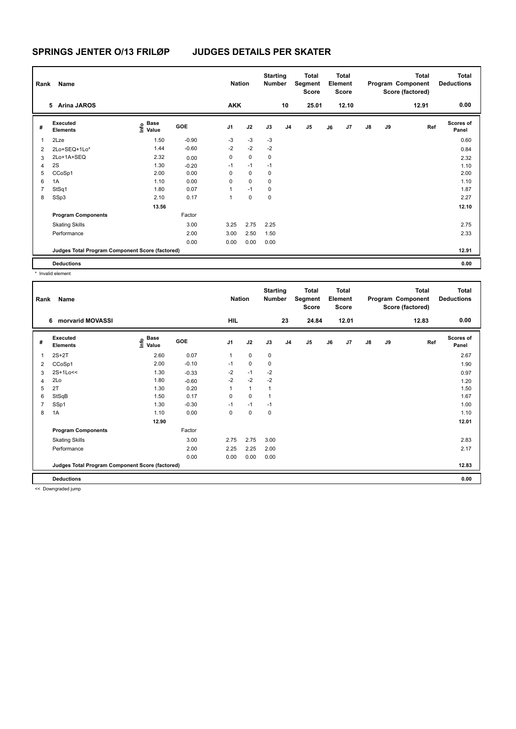# SPRINGS JENTER O/13 FRILØP JUDGES DETAILS PER SKATER

| Rank | Name | Nation | Starting Number | Total Segment Score | Total Element Score | Total Program Component Score (factored) | Total Deductions |
|---|---|---|---|---|---|---|---|
| 5 | Arina JAROS | AKK | 10 | 25.01 | 12.10 | 12.91 | 0.00 |

| # | Executed Elements | Info | Base Value | GOE | J1 | J2 | J3 | J4 | J5 | J6 | J7 | J8 | J9 | Ref | Scores of Panel |
|---|---|---|---|---|---|---|---|---|---|---|---|---|---|---|---|
| 1 | 2Lze | | 1.50 | -0.90 | -3 | -3 | -3 | | | | | | | | 0.60 |
| 2 | 2Lo+SEQ+1Lo* | | 1.44 | -0.60 | -2 | -2 | -2 | | | | | | | | 0.84 |
| 3 | 2Lo+1A+SEQ | | 2.32 | 0.00 | 0 | 0 | 0 | | | | | | | | 2.32 |
| 4 | 2S | | 1.30 | -0.20 | -1 | -1 | -1 | | | | | | | | 1.10 |
| 5 | CCoSp1 | | 2.00 | 0.00 | 0 | 0 | 0 | | | | | | | | 2.00 |
| 6 | 1A | | 1.10 | 0.00 | 0 | 0 | 0 | | | | | | | | 1.10 |
| 7 | StSq1 | | 1.80 | 0.07 | 1 | -1 | 0 | | | | | | | | 1.87 |
| 8 | SSp3 | | 2.10 | 0.17 | 1 | 0 | 0 | | | | | | | | 2.27 |
| | | | 13.56 | | | | | | | | | | | | 12.10 |
| | **Program Components** | | | Factor | | | | | | | | | | | |
| | Skating Skills | | | 3.00 | 3.25 | 2.75 | 2.25 | | | | | | | | 2.75 |
| | Performance | | | 2.00 | 3.00 | 2.50 | 1.50 | | | | | | | | 2.33 |
| | | | | 0.00 | 0.00 | 0.00 | 0.00 | | | | | | | | |
| | **Judges Total Program Component Score (factored)** | | | | | | | | | | | | | | 12.91 |
| | **Deductions** | | | | | | | | | | | | | | 0.00 |

\* Invalid element

| Rank | Name | Nation | Starting Number | Total Segment Score | Total Element Score | Total Program Component Score (factored) | Total Deductions |
|---|---|---|---|---|---|---|---|
| 6 | morvarid MOVASSI | HIL | 23 | 24.84 | 12.01 | 12.83 | 0.00 |

| # | Executed Elements | Info | Base Value | GOE | J1 | J2 | J3 | J4 | J5 | J6 | J7 | J8 | J9 | Ref | Scores of Panel |
|---|---|---|---|---|---|---|---|---|---|---|---|---|---|---|---|
| 1 | 2S+2T | | 2.60 | 0.07 | 1 | 0 | 0 | | | | | | | | 2.67 |
| 2 | CCoSp1 | | 2.00 | -0.10 | -1 | 0 | 0 | | | | | | | | 1.90 |
| 3 | 2S+1Lo<< | | 1.30 | -0.33 | -2 | -1 | -2 | | | | | | | | 0.97 |
| 4 | 2Lo | | 1.80 | -0.60 | -2 | -2 | -2 | | | | | | | | 1.20 |
| 5 | 2T | | 1.30 | 0.20 | 1 | 1 | 1 | | | | | | | | 1.50 |
| 6 | StSqB | | 1.50 | 0.17 | 0 | 0 | 1 | | | | | | | | 1.67 |
| 7 | SSp1 | | 1.30 | -0.30 | -1 | -1 | -1 | | | | | | | | 1.00 |
| 8 | 1A | | 1.10 | 0.00 | 0 | 0 | 0 | | | | | | | | 1.10 |
| | | | 12.90 | | | | | | | | | | | | 12.01 |
| | **Program Components** | | | Factor | | | | | | | | | | | |
| | Skating Skills | | | 3.00 | 2.75 | 2.75 | 3.00 | | | | | | | | 2.83 |
| | Performance | | | 2.00 | 2.25 | 2.25 | 2.00 | | | | | | | | 2.17 |
| | | | | 0.00 | 0.00 | 0.00 | 0.00 | | | | | | | | |
| | **Judges Total Program Component Score (factored)** | | | | | | | | | | | | | | 12.83 |
| | **Deductions** | | | | | | | | | | | | | | 0.00 |

<< Downgraded jump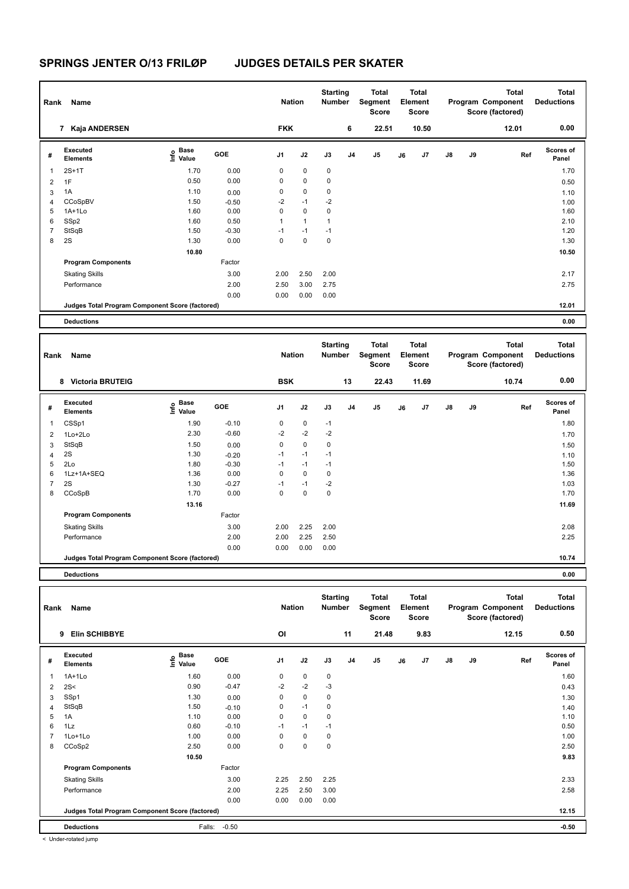# SPRINGS JENTER O/13 FRILØP JUDGES DETAILS PER SKATER

| Rank | Name | Nation | Starting Number | Total Segment Score | Total Element Score | Total Program Component Score (factored) | Total Deductions |
|---|---|---|---|---|---|---|---|
| 7 | Kaja ANDERSEN | FKK | 6 | 22.51 | 10.50 | 12.01 | 0.00 |

| # | Executed Elements | Info | Base Value | GOE | J1 | J2 | J3 | J4 | J5 | J6 | J7 | J8 | J9 | Ref | Scores of Panel |
|---|---|---|---|---|---|---|---|---|---|---|---|---|---|---|---|
| 1 | 2S+1T | | 1.70 | 0.00 | 0 | 0 | 0 | | | | | | | | 1.70 |
| 2 | 1F | | 0.50 | 0.00 | 0 | 0 | 0 | | | | | | | | 0.50 |
| 3 | 1A | | 1.10 | 0.00 | 0 | 0 | 0 | | | | | | | | 1.10 |
| 4 | CCoSpBV | | 1.50 | -0.50 | -2 | -1 | -2 | | | | | | | | 1.00 |
| 5 | 1A+1Lo | | 1.60 | 0.00 | 0 | 0 | 0 | | | | | | | | 1.60 |
| 6 | SSp2 | | 1.60 | 0.50 | 1 | 1 | 1 | | | | | | | | 2.10 |
| 7 | StSqB | | 1.50 | -0.30 | -1 | -1 | -1 | | | | | | | | 1.20 |
| 8 | 2S | | 1.30 | 0.00 | 0 | 0 | 0 | | | | | | | | 1.30 |
| | | | 10.80 | | | | | | | | | | | | 10.50 |
| | Program Components | | | Factor | | | | | | | | | | | |
| | Skating Skills | | | 3.00 | 2.00 | 2.50 | 2.00 | | | | | | | | 2.17 |
| | Performance | | | 2.00 | 2.50 | 3.00 | 2.75 | | | | | | | | 2.75 |
| | | | | 0.00 | 0.00 | 0.00 | 0.00 | | | | | | | | |
| | Judges Total Program Component Score (factored) | | | | | | | | | | | | | | 12.01 |
| | Deductions | | | | | | | | | | | | | | 0.00 |

| Rank | Name | Nation | Starting Number | Total Segment Score | Total Element Score | Total Program Component Score (factored) | Total Deductions |
|---|---|---|---|---|---|---|---|
| 8 | Victoria BRUTEIG | BSK | 13 | 22.43 | 11.69 | 10.74 | 0.00 |

| # | Executed Elements | Info | Base Value | GOE | J1 | J2 | J3 | J4 | J5 | J6 | J7 | J8 | J9 | Ref | Scores of Panel |
|---|---|---|---|---|---|---|---|---|---|---|---|---|---|---|---|
| 1 | CSSp1 | | 1.90 | -0.10 | 0 | 0 | -1 | | | | | | | | 1.80 |
| 2 | 1Lo+2Lo | | 2.30 | -0.60 | -2 | -2 | -2 | | | | | | | | 1.70 |
| 3 | StSqB | | 1.50 | 0.00 | 0 | 0 | 0 | | | | | | | | 1.50 |
| 4 | 2S | | 1.30 | -0.20 | -1 | -1 | -1 | | | | | | | | 1.10 |
| 5 | 2Lo | | 1.80 | -0.30 | -1 | -1 | -1 | | | | | | | | 1.50 |
| 6 | 1Lz+1A+SEQ | | 1.36 | 0.00 | 0 | 0 | 0 | | | | | | | | 1.36 |
| 7 | 2S | | 1.30 | -0.27 | -1 | -1 | -2 | | | | | | | | 1.03 |
| 8 | CCoSpB | | 1.70 | 0.00 | 0 | 0 | 0 | | | | | | | | 1.70 |
| | | | 13.16 | | | | | | | | | | | | 11.69 |
| | Program Components | | | Factor | | | | | | | | | | | |
| | Skating Skills | | | 3.00 | 2.00 | 2.25 | 2.00 | | | | | | | | 2.08 |
| | Performance | | | 2.00 | 2.00 | 2.25 | 2.50 | | | | | | | | 2.25 |
| | | | | 0.00 | 0.00 | 0.00 | 0.00 | | | | | | | | |
| | Judges Total Program Component Score (factored) | | | | | | | | | | | | | | 10.74 |
| | Deductions | | | | | | | | | | | | | | 0.00 |

| Rank | Name | Nation | Starting Number | Total Segment Score | Total Element Score | Total Program Component Score (factored) | Total Deductions |
|---|---|---|---|---|---|---|---|
| 9 | Elin SCHIBBYE | OI | 11 | 21.48 | 9.83 | 12.15 | 0.50 |

| # | Executed Elements | Info | Base Value | GOE | J1 | J2 | J3 | J4 | J5 | J6 | J7 | J8 | J9 | Ref | Scores of Panel |
|---|---|---|---|---|---|---|---|---|---|---|---|---|---|---|---|
| 1 | 1A+1Lo | | 1.60 | 0.00 | 0 | 0 | 0 | | | | | | | | 1.60 |
| 2 | 2S< | | 0.90 | -0.47 | -2 | -2 | -3 | | | | | | | | 0.43 |
| 3 | SSp1 | | 1.30 | 0.00 | 0 | 0 | 0 | | | | | | | | 1.30 |
| 4 | StSqB | | 1.50 | -0.10 | 0 | -1 | 0 | | | | | | | | 1.40 |
| 5 | 1A | | 1.10 | 0.00 | 0 | 0 | 0 | | | | | | | | 1.10 |
| 6 | 1Lz | | 0.60 | -0.10 | -1 | -1 | -1 | | | | | | | | 0.50 |
| 7 | 1Lo+1Lo | | 1.00 | 0.00 | 0 | 0 | 0 | | | | | | | | 1.00 |
| 8 | CCoSp2 | | 2.50 | 0.00 | 0 | 0 | 0 | | | | | | | | 2.50 |
| | | | 10.50 | | | | | | | | | | | | 9.83 |
| | Program Components | | | Factor | | | | | | | | | | | |
| | Skating Skills | | | 3.00 | 2.25 | 2.50 | 2.25 | | | | | | | | 2.33 |
| | Performance | | | 2.00 | 2.25 | 2.50 | 3.00 | | | | | | | | 2.58 |
| | | | | 0.00 | 0.00 | 0.00 | 0.00 | | | | | | | | |
| | Judges Total Program Component Score (factored) | | | | | | | | | | | | | | 12.15 |
| | Deductions | | Falls: | -0.50 | | | | | | | | | | | -0.50 |

< Under-rotated jump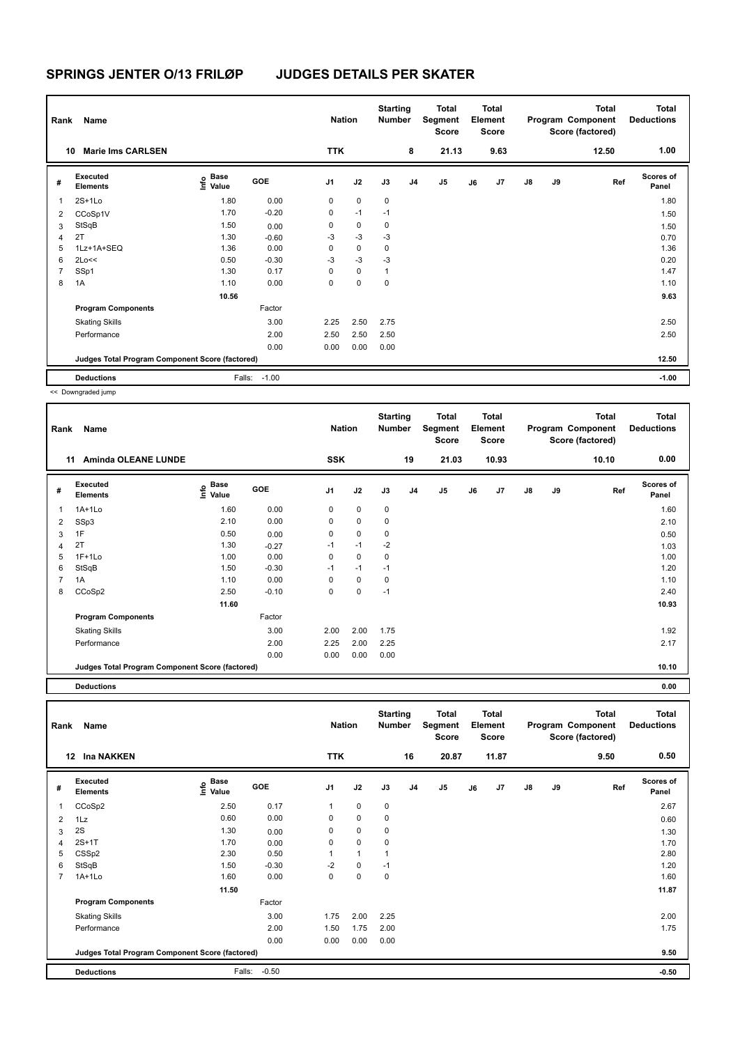# SPRINGS JENTER O/13 FRILØP — JUDGES DETAILS PER SKATER

| Rank | Name | Nation | Starting Number | Total Segment Score | Total Element Score | Total Program Component Score (factored) | Total Deductions |
|---|---|---|---|---|---|---|---|
| 10 | Marie Ims CARLSEN | TTK | 8 | 21.13 | 9.63 | 12.50 | 1.00 |

| # | Executed Elements | Info | Base Value | GOE | J1 | J2 | J3 | J4 | J5 | J6 | J7 | J8 | J9 | Ref | Scores of Panel |
|---|---|---|---|---|---|---|---|---|---|---|---|---|---|---|---|
| 1 | 2S+1Lo | | 1.80 | 0.00 | 0 | 0 | 0 | | | | | | | | 1.80 |
| 2 | CCoSp1V | | 1.70 | -0.20 | 0 | -1 | -1 | | | | | | | | 1.50 |
| 3 | StSqB | | 1.50 | 0.00 | 0 | 0 | 0 | | | | | | | | 1.50 |
| 4 | 2T | | 1.30 | -0.60 | -3 | -3 | -3 | | | | | | | | 0.70 |
| 5 | 1Lz+1A+SEQ | | 1.36 | 0.00 | 0 | 0 | 0 | | | | | | | | 1.36 |
| 6 | 2Lo<< | | 0.50 | -0.30 | -3 | -3 | -3 | | | | | | | | 0.20 |
| 7 | SSp1 | | 1.30 | 0.17 | 0 | 0 | 1 | | | | | | | | 1.47 |
| 8 | 1A | | 1.10 | 0.00 | 0 | 0 | 0 | | | | | | | | 1.10 |
| | | | 10.56 | | | | | | | | | | | | 9.63 |
| | **Program Components** | | | Factor | | | | | | | | | | | |
| | Skating Skills | | | 3.00 | 2.25 | 2.50 | 2.75 | | | | | | | | 2.50 |
| | Performance | | | 2.00 | 2.50 | 2.50 | 2.50 | | | | | | | | 2.50 |
| | | | | 0.00 | 0.00 | 0.00 | 0.00 | | | | | | | | |
| | **Judges Total Program Component Score (factored)** | | | | | | | | | | | | | | 12.50 |
| | **Deductions** | | Falls: | -1.00 | | | | | | | | | | | -1.00 |

<< Downgraded jump

| Rank | Name | Nation | Starting Number | Total Segment Score | Total Element Score | Total Program Component Score (factored) | Total Deductions |
|---|---|---|---|---|---|---|---|
| 11 | Aminda OLEANE LUNDE | SSK | 19 | 21.03 | 10.93 | 10.10 | 0.00 |

| # | Executed Elements | Info | Base Value | GOE | J1 | J2 | J3 | J4 | J5 | J6 | J7 | J8 | J9 | Ref | Scores of Panel |
|---|---|---|---|---|---|---|---|---|---|---|---|---|---|---|---|
| 1 | 1A+1Lo | | 1.60 | 0.00 | 0 | 0 | 0 | | | | | | | | 1.60 |
| 2 | SSp3 | | 2.10 | 0.00 | 0 | 0 | 0 | | | | | | | | 2.10 |
| 3 | 1F | | 0.50 | 0.00 | 0 | 0 | 0 | | | | | | | | 0.50 |
| 4 | 2T | | 1.30 | -0.27 | -1 | -1 | -2 | | | | | | | | 1.03 |
| 5 | 1F+1Lo | | 1.00 | 0.00 | 0 | 0 | 0 | | | | | | | | 1.00 |
| 6 | StSqB | | 1.50 | -0.30 | -1 | -1 | -1 | | | | | | | | 1.20 |
| 7 | 1A | | 1.10 | 0.00 | 0 | 0 | 0 | | | | | | | | 1.10 |
| 8 | CCoSp2 | | 2.50 | -0.10 | 0 | 0 | -1 | | | | | | | | 2.40 |
| | | | 11.60 | | | | | | | | | | | | 10.93 |
| | **Program Components** | | | Factor | | | | | | | | | | | |
| | Skating Skills | | | 3.00 | 2.00 | 2.00 | 1.75 | | | | | | | | 1.92 |
| | Performance | | | 2.00 | 2.25 | 2.00 | 2.25 | | | | | | | | 2.17 |
| | | | | 0.00 | 0.00 | 0.00 | 0.00 | | | | | | | | |
| | **Judges Total Program Component Score (factored)** | | | | | | | | | | | | | | 10.10 |
| | **Deductions** | | | | | | | | | | | | | | 0.00 |

| Rank | Name | Nation | Starting Number | Total Segment Score | Total Element Score | Total Program Component Score (factored) | Total Deductions |
|---|---|---|---|---|---|---|---|
| 12 | Ina NAKKEN | TTK | 16 | 20.87 | 11.87 | 9.50 | 0.50 |

| # | Executed Elements | Info | Base Value | GOE | J1 | J2 | J3 | J4 | J5 | J6 | J7 | J8 | J9 | Ref | Scores of Panel |
|---|---|---|---|---|---|---|---|---|---|---|---|---|---|---|---|
| 1 | CCoSp2 | | 2.50 | 0.17 | 1 | 0 | 0 | | | | | | | | 2.67 |
| 2 | 1Lz | | 0.60 | 0.00 | 0 | 0 | 0 | | | | | | | | 0.60 |
| 3 | 2S | | 1.30 | 0.00 | 0 | 0 | 0 | | | | | | | | 1.30 |
| 4 | 2S+1T | | 1.70 | 0.00 | 0 | 0 | 0 | | | | | | | | 1.70 |
| 5 | CSSp2 | | 2.30 | 0.50 | 1 | 1 | 1 | | | | | | | | 2.80 |
| 6 | StSqB | | 1.50 | -0.30 | -2 | 0 | -1 | | | | | | | | 1.20 |
| 7 | 1A+1Lo | | 1.60 | 0.00 | 0 | 0 | 0 | | | | | | | | 1.60 |
| | | | 11.50 | | | | | | | | | | | | 11.87 |
| | **Program Components** | | | Factor | | | | | | | | | | | |
| | Skating Skills | | | 3.00 | 1.75 | 2.00 | 2.25 | | | | | | | | 2.00 |
| | Performance | | | 2.00 | 1.50 | 1.75 | 2.00 | | | | | | | | 1.75 |
| | | | | 0.00 | 0.00 | 0.00 | 0.00 | | | | | | | | |
| | **Judges Total Program Component Score (factored)** | | | | | | | | | | | | | | 9.50 |
| | **Deductions** | | Falls: | -0.50 | | | | | | | | | | | -0.50 |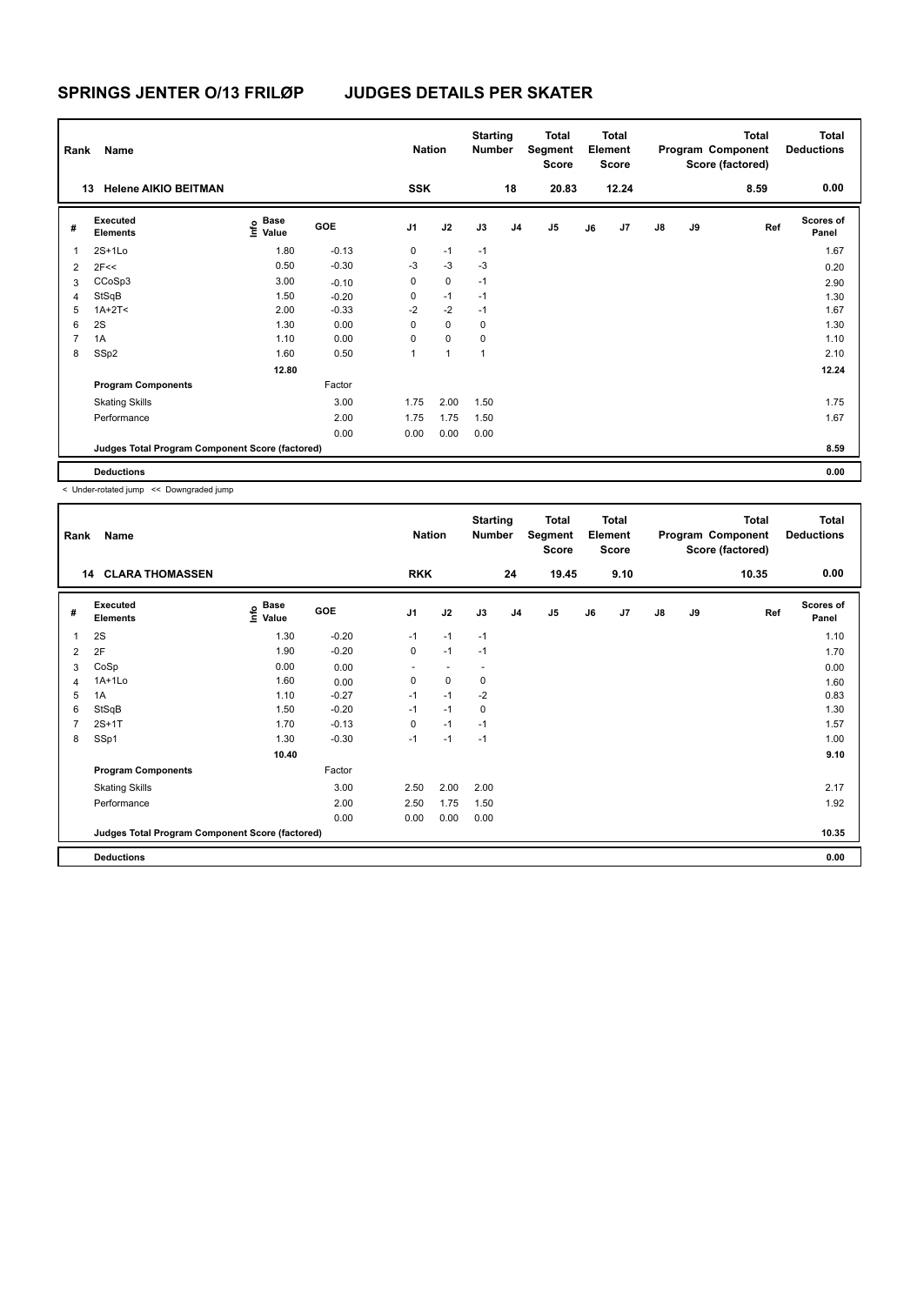# SPRINGS JENTER O/13 FRILØP JUDGES DETAILS PER SKATER

| Rank | Name | Nation | Starting Number | Total Segment Score | Total Element Score | Total Program Component Score (factored) | Total Deductions |
|---|---|---|---|---|---|---|---|
| 13 | Helene AIKIO BEITMAN | SSK | 18 | 20.83 | 12.24 | 8.59 | 0.00 |

| # | Executed Elements | Info | Base Value | GOE | J1 | J2 | J3 | J4 | J5 | J6 | J7 | J8 | J9 | Ref | Scores of Panel |
|---|---|---|---|---|---|---|---|---|---|---|---|---|---|---|---|
| 1 | 2S+1Lo | | 1.80 | -0.13 | 0 | -1 | -1 | | | | | | | | 1.67 |
| 2 | 2F<< | | 0.50 | -0.30 | -3 | -3 | -3 | | | | | | | | 0.20 |
| 3 | CCoSp3 | | 3.00 | -0.10 | 0 | 0 | -1 | | | | | | | | 2.90 |
| 4 | StSqB | | 1.50 | -0.20 | 0 | -1 | -1 | | | | | | | | 1.30 |
| 5 | 1A+2T< | | 2.00 | -0.33 | -2 | -2 | -1 | | | | | | | | 1.67 |
| 6 | 2S | | 1.30 | 0.00 | 0 | 0 | 0 | | | | | | | | 1.30 |
| 7 | 1A | | 1.10 | 0.00 | 0 | 0 | 0 | | | | | | | | 1.10 |
| 8 | SSp2 | | 1.60 | 0.50 | 1 | 1 | 1 | | | | | | | | 2.10 |
| | | | 12.80 | | | | | | | | | | | | 12.24 |
| | **Program Components** | | | Factor | | | | | | | | | | | |
| | Skating Skills | | | 3.00 | 1.75 | 2.00 | 1.50 | | | | | | | | 1.75 |
| | Performance | | | 2.00 | 1.75 | 1.75 | 1.50 | | | | | | | | 1.67 |
| | | | | 0.00 | 0.00 | 0.00 | 0.00 | | | | | | | | |
| | **Judges Total Program Component Score (factored)** | | | | | | | | | | | | | | 8.59 |
| | **Deductions** | | | | | | | | | | | | | | 0.00 |

< Under-rotated jump << Downgraded jump

| Rank | Name | Nation | Starting Number | Total Segment Score | Total Element Score | Total Program Component Score (factored) | Total Deductions |
|---|---|---|---|---|---|---|---|
| 14 | CLARA THOMASSEN | RKK | 24 | 19.45 | 9.10 | 10.35 | 0.00 |

| # | Executed Elements | Info | Base Value | GOE | J1 | J2 | J3 | J4 | J5 | J6 | J7 | J8 | J9 | Ref | Scores of Panel |
|---|---|---|---|---|---|---|---|---|---|---|---|---|---|---|---|
| 1 | 2S | | 1.30 | -0.20 | -1 | -1 | -1 | | | | | | | | 1.10 |
| 2 | 2F | | 1.90 | -0.20 | 0 | -1 | -1 | | | | | | | | 1.70 |
| 3 | CoSp | | 0.00 | 0.00 | - | - | - | | | | | | | | 0.00 |
| 4 | 1A+1Lo | | 1.60 | 0.00 | 0 | 0 | 0 | | | | | | | | 1.60 |
| 5 | 1A | | 1.10 | -0.27 | -1 | -1 | -2 | | | | | | | | 0.83 |
| 6 | StSqB | | 1.50 | -0.20 | -1 | -1 | 0 | | | | | | | | 1.30 |
| 7 | 2S+1T | | 1.70 | -0.13 | 0 | -1 | -1 | | | | | | | | 1.57 |
| 8 | SSp1 | | 1.30 | -0.30 | -1 | -1 | -1 | | | | | | | | 1.00 |
| | | | 10.40 | | | | | | | | | | | | 9.10 |
| | **Program Components** | | | Factor | | | | | | | | | | | |
| | Skating Skills | | | 3.00 | 2.50 | 2.00 | 2.00 | | | | | | | | 2.17 |
| | Performance | | | 2.00 | 2.50 | 1.75 | 1.50 | | | | | | | | 1.92 |
| | | | | 0.00 | 0.00 | 0.00 | 0.00 | | | | | | | | |
| | **Judges Total Program Component Score (factored)** | | | | | | | | | | | | | | 10.35 |
| | **Deductions** | | | | | | | | | | | | | | 0.00 |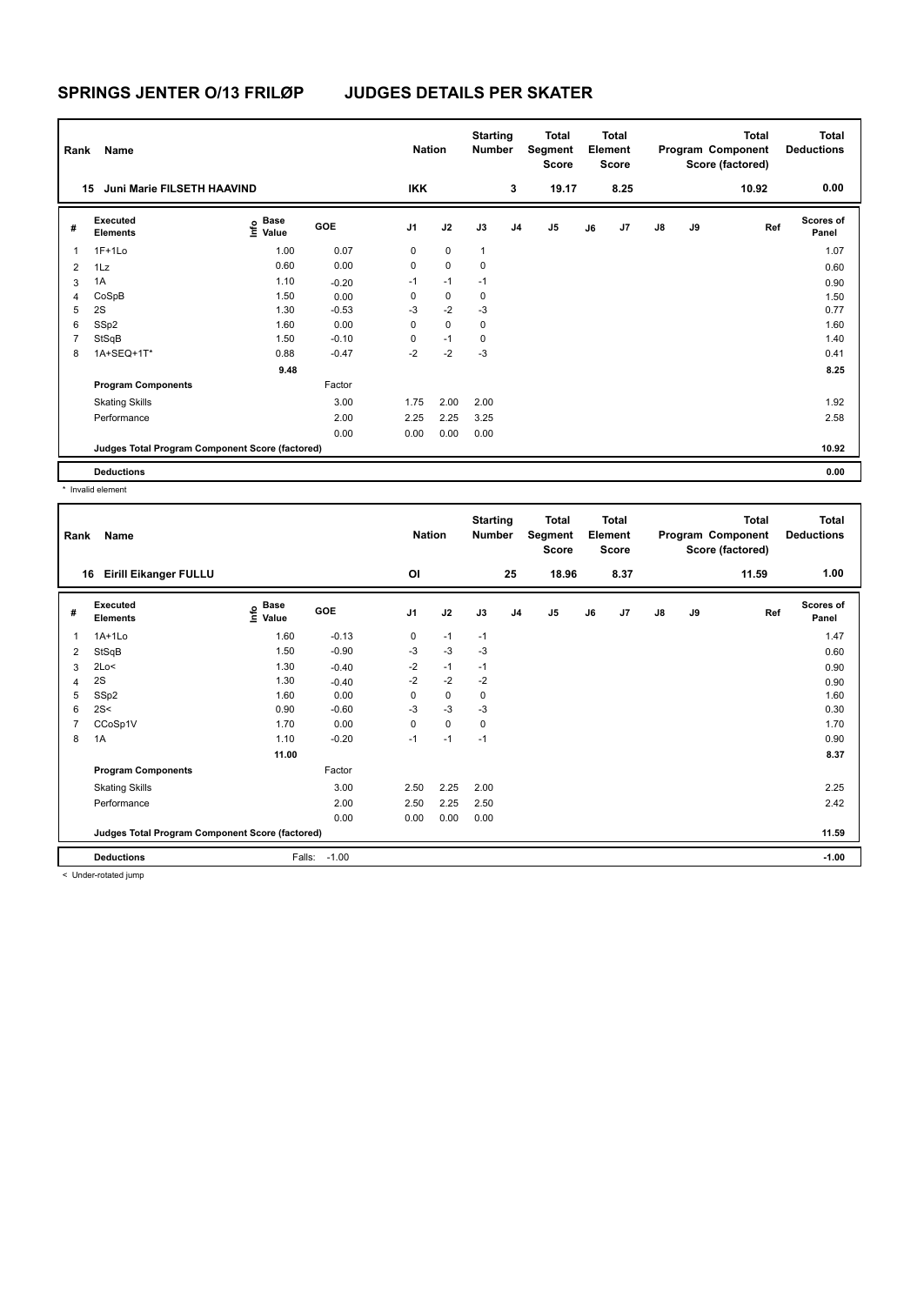# SPRINGS JENTER O/13 FRILØP JUDGES DETAILS PER SKATER

| Rank | Name | Nation | Starting Number | Total Segment Score | Total Element Score | Total Program Component Score (factored) | Total Deductions |
|---|---|---|---|---|---|---|---|
| 15 | Juni Marie FILSETH HAAVIND | IKK | 3 | 19.17 | 8.25 | 10.92 | 0.00 |

| # | Executed Elements | Info | Base Value | GOE | J1 | J2 | J3 | J4 | J5 | J6 | J7 | J8 | J9 | Ref | Scores of Panel |
|---|---|---|---|---|---|---|---|---|---|---|---|---|---|---|---|
| 1 | 1F+1Lo | | 1.00 | 0.07 | 0 | 0 | 1 | | | | | | | | 1.07 |
| 2 | 1Lz | | 0.60 | 0.00 | 0 | 0 | 0 | | | | | | | | 0.60 |
| 3 | 1A | | 1.10 | -0.20 | -1 | -1 | -1 | | | | | | | | 0.90 |
| 4 | CoSpB | | 1.50 | 0.00 | 0 | 0 | 0 | | | | | | | | 1.50 |
| 5 | 2S | | 1.30 | -0.53 | -3 | -2 | -3 | | | | | | | | 0.77 |
| 6 | SSp2 | | 1.60 | 0.00 | 0 | 0 | 0 | | | | | | | | 1.60 |
| 7 | StSqB | | 1.50 | -0.10 | 0 | -1 | 0 | | | | | | | | 1.40 |
| 8 | 1A+SEQ+1T* | | 0.88 | -0.47 | -2 | -2 | -3 | | | | | | | | 0.41 |
| | | | 9.48 | | | | | | | | | | | | 8.25 |
| | **Program Components** | | | Factor | | | | | | | | | | | |
| | Skating Skills | | | 3.00 | 1.75 | 2.00 | 2.00 | | | | | | | | 1.92 |
| | Performance | | | 2.00 | 2.25 | 2.25 | 3.25 | | | | | | | | 2.58 |
| | | | | 0.00 | 0.00 | 0.00 | 0.00 | | | | | | | | |
| | **Judges Total Program Component Score (factored)** | | | | | | | | | | | | | | 10.92 |
| | **Deductions** | | | | | | | | | | | | | | 0.00 |

\* Invalid element

| Rank | Name | Nation | Starting Number | Total Segment Score | Total Element Score | Total Program Component Score (factored) | Total Deductions |
|---|---|---|---|---|---|---|---|
| 16 | Eirill Eikanger FULLU | OI | 25 | 18.96 | 8.37 | 11.59 | 1.00 |

| # | Executed Elements | Info | Base Value | GOE | J1 | J2 | J3 | J4 | J5 | J6 | J7 | J8 | J9 | Ref | Scores of Panel |
|---|---|---|---|---|---|---|---|---|---|---|---|---|---|---|---|
| 1 | 1A+1Lo | | 1.60 | -0.13 | 0 | -1 | -1 | | | | | | | | 1.47 |
| 2 | StSqB | | 1.50 | -0.90 | -3 | -3 | -3 | | | | | | | | 0.60 |
| 3 | 2Lo< | | 1.30 | -0.40 | -2 | -1 | -1 | | | | | | | | 0.90 |
| 4 | 2S | | 1.30 | -0.40 | -2 | -2 | -2 | | | | | | | | 0.90 |
| 5 | SSp2 | | 1.60 | 0.00 | 0 | 0 | 0 | | | | | | | | 1.60 |
| 6 | 2S< | | 0.90 | -0.60 | -3 | -3 | -3 | | | | | | | | 0.30 |
| 7 | CCoSp1V | | 1.70 | 0.00 | 0 | 0 | 0 | | | | | | | | 1.70 |
| 8 | 1A | | 1.10 | -0.20 | -1 | -1 | -1 | | | | | | | | 0.90 |
| | | | 11.00 | | | | | | | | | | | | 8.37 |
| | **Program Components** | | | Factor | | | | | | | | | | | |
| | Skating Skills | | | 3.00 | 2.50 | 2.25 | 2.00 | | | | | | | | 2.25 |
| | Performance | | | 2.00 | 2.50 | 2.25 | 2.50 | | | | | | | | 2.42 |
| | | | | 0.00 | 0.00 | 0.00 | 0.00 | | | | | | | | |
| | **Judges Total Program Component Score (factored)** | | | | | | | | | | | | | | 11.59 |
| | **Deductions** | | Falls: | -1.00 | | | | | | | | | | | -1.00 |

< Under-rotated jump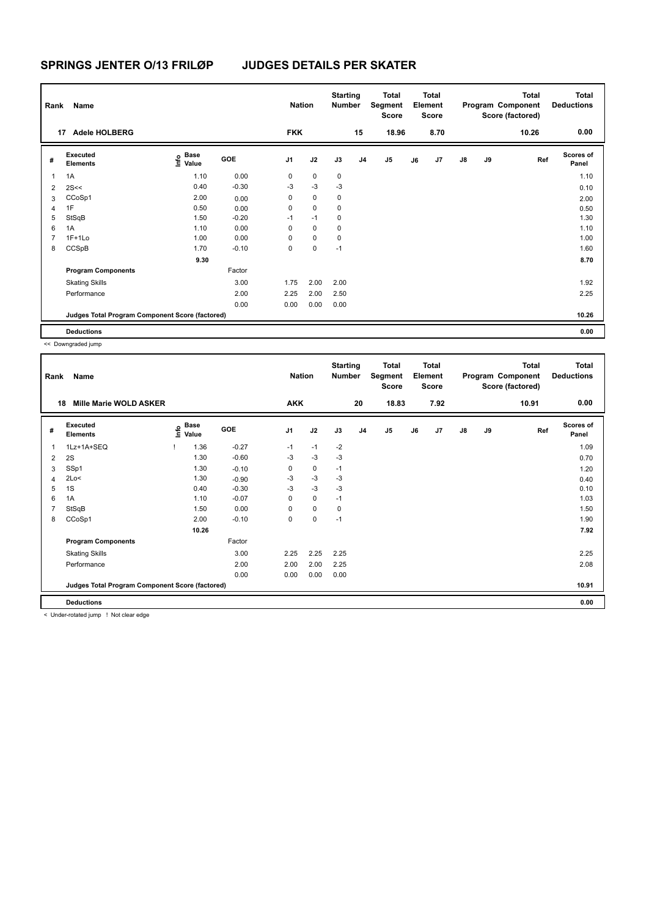# SPRINGS JENTER O/13 FRILØP    JUDGES DETAILS PER SKATER

| Rank | Name | Nation | Starting Number | Total Segment Score | Total Element Score | Total Program Component Score (factored) | Total Deductions |
|---|---|---|---|---|---|---|---|
| 17 | Adele HOLBERG | FKK | 15 | 18.96 | 8.70 | 10.26 | 0.00 |

| # | Executed Elements | Info | Base Value | GOE | J1 | J2 | J3 | J4 | J5 | J6 | J7 | J8 | J9 | Ref | Scores of Panel |
|---|---|---|---|---|---|---|---|---|---|---|---|---|---|---|---|
| 1 | 1A | | 1.10 | 0.00 | 0 | 0 | 0 | | | | | | | | 1.10 |
| 2 | 2S<< | | 0.40 | -0.30 | -3 | -3 | -3 | | | | | | | | 0.10 |
| 3 | CCoSp1 | | 2.00 | 0.00 | 0 | 0 | 0 | | | | | | | | 2.00 |
| 4 | 1F | | 0.50 | 0.00 | 0 | 0 | 0 | | | | | | | | 0.50 |
| 5 | StSqB | | 1.50 | -0.20 | -1 | -1 | 0 | | | | | | | | 1.30 |
| 6 | 1A | | 1.10 | 0.00 | 0 | 0 | 0 | | | | | | | | 1.10 |
| 7 | 1F+1Lo | | 1.00 | 0.00 | 0 | 0 | 0 | | | | | | | | 1.00 |
| 8 | CCSpB | | 1.70 | -0.10 | 0 | 0 | -1 | | | | | | | | 1.60 |
| | | | 9.30 | | | | | | | | | | | | 8.70 |
| | **Program Components** | | | Factor | | | | | | | | | | | |
| | Skating Skills | | | 3.00 | 1.75 | 2.00 | 2.00 | | | | | | | | 1.92 |
| | Performance | | | 2.00 | 2.25 | 2.00 | 2.50 | | | | | | | | 2.25 |
| | | | | 0.00 | 0.00 | 0.00 | 0.00 | | | | | | | | |
| | **Judges Total Program Component Score (factored)** | | | | | | | | | | | | | | 10.26 |
| | **Deductions** | | | | | | | | | | | | | | 0.00 |

<< Downgraded jump

| Rank | Name | Nation | Starting Number | Total Segment Score | Total Element Score | Total Program Component Score (factored) | Total Deductions |
|---|---|---|---|---|---|---|---|
| 18 | Mille Marie WOLD ASKER | AKK | 20 | 18.83 | 7.92 | 10.91 | 0.00 |

| # | Executed Elements | Info | Base Value | GOE | J1 | J2 | J3 | J4 | J5 | J6 | J7 | J8 | J9 | Ref | Scores of Panel |
|---|---|---|---|---|---|---|---|---|---|---|---|---|---|---|---|
| 1 | 1Lz+1A+SEQ | ! | 1.36 | -0.27 | -1 | -1 | -2 | | | | | | | | 1.09 |
| 2 | 2S | | 1.30 | -0.60 | -3 | -3 | -3 | | | | | | | | 0.70 |
| 3 | SSp1 | | 1.30 | -0.10 | 0 | 0 | -1 | | | | | | | | 1.20 |
| 4 | 2Lo< | | 1.30 | -0.90 | -3 | -3 | -3 | | | | | | | | 0.40 |
| 5 | 1S | | 0.40 | -0.30 | -3 | -3 | -3 | | | | | | | | 0.10 |
| 6 | 1A | | 1.10 | -0.07 | 0 | 0 | -1 | | | | | | | | 1.03 |
| 7 | StSqB | | 1.50 | 0.00 | 0 | 0 | 0 | | | | | | | | 1.50 |
| 8 | CCoSp1 | | 2.00 | -0.10 | 0 | 0 | -1 | | | | | | | | 1.90 |
| | | | 10.26 | | | | | | | | | | | | 7.92 |
| | **Program Components** | | | Factor | | | | | | | | | | | |
| | Skating Skills | | | 3.00 | 2.25 | 2.25 | 2.25 | | | | | | | | 2.25 |
| | Performance | | | 2.00 | 2.00 | 2.00 | 2.25 | | | | | | | | 2.08 |
| | | | | 0.00 | 0.00 | 0.00 | 0.00 | | | | | | | | |
| | **Judges Total Program Component Score (factored)** | | | | | | | | | | | | | | 10.91 |
| | **Deductions** | | | | | | | | | | | | | | 0.00 |

< Under-rotated jump   ! Not clear edge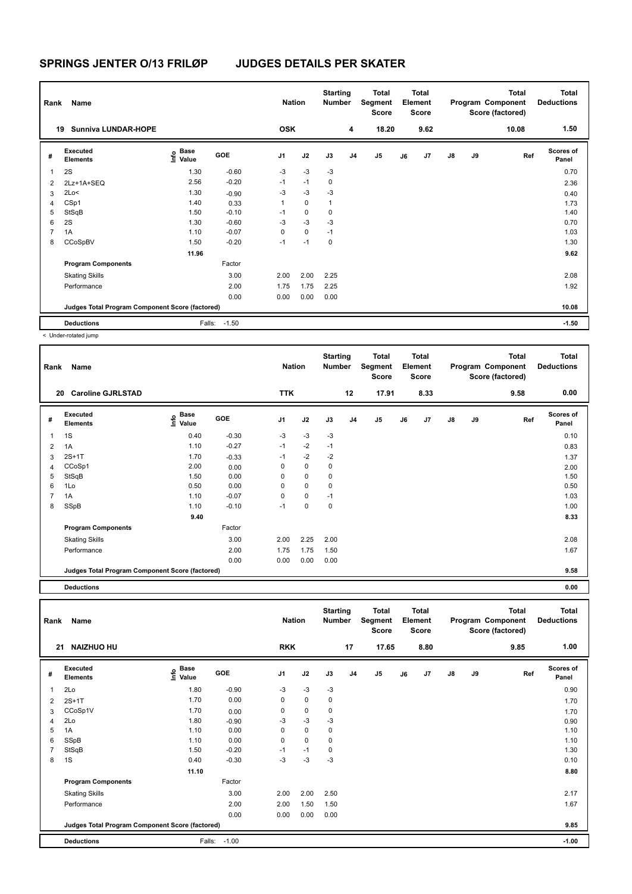# SPRINGS JENTER O/13 FRILØP JUDGES DETAILS PER SKATER

| Rank | Name | Nation | Starting Number | Total Segment Score | Total Element Score | Total Program Component Score (factored) | Total Deductions |
|---|---|---|---|---|---|---|---|
| 19 | Sunniva LUNDAR-HOPE | OSK | 4 | 18.20 | 9.62 | 10.08 | 1.50 |

| # | Executed Elements | Info | Base Value | GOE | J1 | J2 | J3 | J4 | J5 | J6 | J7 | J8 | J9 | Ref | Scores of Panel |
|---|---|---|---|---|---|---|---|---|---|---|---|---|---|---|---|
| 1 | 2S | | 1.30 | -0.60 | -3 | -3 | -3 | | | | | | | | 0.70 |
| 2 | 2Lz+1A+SEQ | | 2.56 | -0.20 | -1 | -1 | 0 | | | | | | | | 2.36 |
| 3 | 2Lo< | < | 1.30 | -0.90 | -3 | -3 | -3 | | | | | | | | 0.40 |
| 4 | CSp1 | | 1.40 | 0.33 | 1 | 0 | 1 | | | | | | | | 1.73 |
| 5 | StSqB | | 1.50 | -0.10 | -1 | 0 | 0 | | | | | | | | 1.40 |
| 6 | 2S | | 1.30 | -0.60 | -3 | -3 | -3 | | | | | | | | 0.70 |
| 7 | 1A | | 1.10 | -0.07 | 0 | 0 | -1 | | | | | | | | 1.03 |
| 8 | CCoSpBV | | 1.50 | -0.20 | -1 | -1 | 0 | | | | | | | | 1.30 |
| | | | 11.96 | | | | | | | | | | | | 9.62 |
| | **Program Components** | | | Factor | | | | | | | | | | | |
| | Skating Skills | | | 3.00 | 2.00 | 2.00 | 2.25 | | | | | | | | 2.08 |
| | Performance | | | 2.00 | 1.75 | 1.75 | 2.25 | | | | | | | | 1.92 |
| | | | | 0.00 | 0.00 | 0.00 | 0.00 | | | | | | | | |
| | **Judges Total Program Component Score (factored)** | | | | | | | | | | | | | | 10.08 |
| | **Deductions** | | Falls: | -1.50 | | | | | | | | | | | -1.50 |

< Under-rotated jump

| Rank | Name | Nation | Starting Number | Total Segment Score | Total Element Score | Total Program Component Score (factored) | Total Deductions |
|---|---|---|---|---|---|---|---|
| 20 | Caroline GJRLSTAD | TTK | 12 | 17.91 | 8.33 | 9.58 | 0.00 |

| # | Executed Elements | Info | Base Value | GOE | J1 | J2 | J3 | J4 | J5 | J6 | J7 | J8 | J9 | Ref | Scores of Panel |
|---|---|---|---|---|---|---|---|---|---|---|---|---|---|---|---|
| 1 | 1S | | 0.40 | -0.30 | -3 | -3 | -3 | | | | | | | | 0.10 |
| 2 | 1A | | 1.10 | -0.27 | -1 | -2 | -1 | | | | | | | | 0.83 |
| 3 | 2S+1T | | 1.70 | -0.33 | -1 | -2 | -2 | | | | | | | | 1.37 |
| 4 | CCoSp1 | | 2.00 | 0.00 | 0 | 0 | 0 | | | | | | | | 2.00 |
| 5 | StSqB | | 1.50 | 0.00 | 0 | 0 | 0 | | | | | | | | 1.50 |
| 6 | 1Lo | | 0.50 | 0.00 | 0 | 0 | 0 | | | | | | | | 0.50 |
| 7 | 1A | | 1.10 | -0.07 | 0 | 0 | -1 | | | | | | | | 1.03 |
| 8 | SSpB | | 1.10 | -0.10 | -1 | 0 | 0 | | | | | | | | 1.00 |
| | | | 9.40 | | | | | | | | | | | | 8.33 |
| | **Program Components** | | | Factor | | | | | | | | | | | |
| | Skating Skills | | | 3.00 | 2.00 | 2.25 | 2.00 | | | | | | | | 2.08 |
| | Performance | | | 2.00 | 1.75 | 1.75 | 1.50 | | | | | | | | 1.67 |
| | | | | 0.00 | 0.00 | 0.00 | 0.00 | | | | | | | | |
| | **Judges Total Program Component Score (factored)** | | | | | | | | | | | | | | 9.58 |
| | **Deductions** | | | | | | | | | | | | | | 0.00 |

| Rank | Name | Nation | Starting Number | Total Segment Score | Total Element Score | Total Program Component Score (factored) | Total Deductions |
|---|---|---|---|---|---|---|---|
| 21 | NAIZHUO HU | RKK | 17 | 17.65 | 8.80 | 9.85 | 1.00 |

| # | Executed Elements | Info | Base Value | GOE | J1 | J2 | J3 | J4 | J5 | J6 | J7 | J8 | J9 | Ref | Scores of Panel |
|---|---|---|---|---|---|---|---|---|---|---|---|---|---|---|---|
| 1 | 2Lo | | 1.80 | -0.90 | -3 | -3 | -3 | | | | | | | | 0.90 |
| 2 | 2S+1T | | 1.70 | 0.00 | 0 | 0 | 0 | | | | | | | | 1.70 |
| 3 | CCoSp1V | | 1.70 | 0.00 | 0 | 0 | 0 | | | | | | | | 1.70 |
| 4 | 2Lo | | 1.80 | -0.90 | -3 | -3 | -3 | | | | | | | | 0.90 |
| 5 | 1A | | 1.10 | 0.00 | 0 | 0 | 0 | | | | | | | | 1.10 |
| 6 | SSpB | | 1.10 | 0.00 | 0 | 0 | 0 | | | | | | | | 1.10 |
| 7 | StSqB | | 1.50 | -0.20 | -1 | -1 | 0 | | | | | | | | 1.30 |
| 8 | 1S | | 0.40 | -0.30 | -3 | -3 | -3 | | | | | | | | 0.10 |
| | | | 11.10 | | | | | | | | | | | | 8.80 |
| | **Program Components** | | | Factor | | | | | | | | | | | |
| | Skating Skills | | | 3.00 | 2.00 | 2.00 | 2.50 | | | | | | | | 2.17 |
| | Performance | | | 2.00 | 2.00 | 1.50 | 1.50 | | | | | | | | 1.67 |
| | | | | 0.00 | 0.00 | 0.00 | 0.00 | | | | | | | | |
| | **Judges Total Program Component Score (factored)** | | | | | | | | | | | | | | 9.85 |
| | **Deductions** | | Falls: | -1.00 | | | | | | | | | | | -1.00 |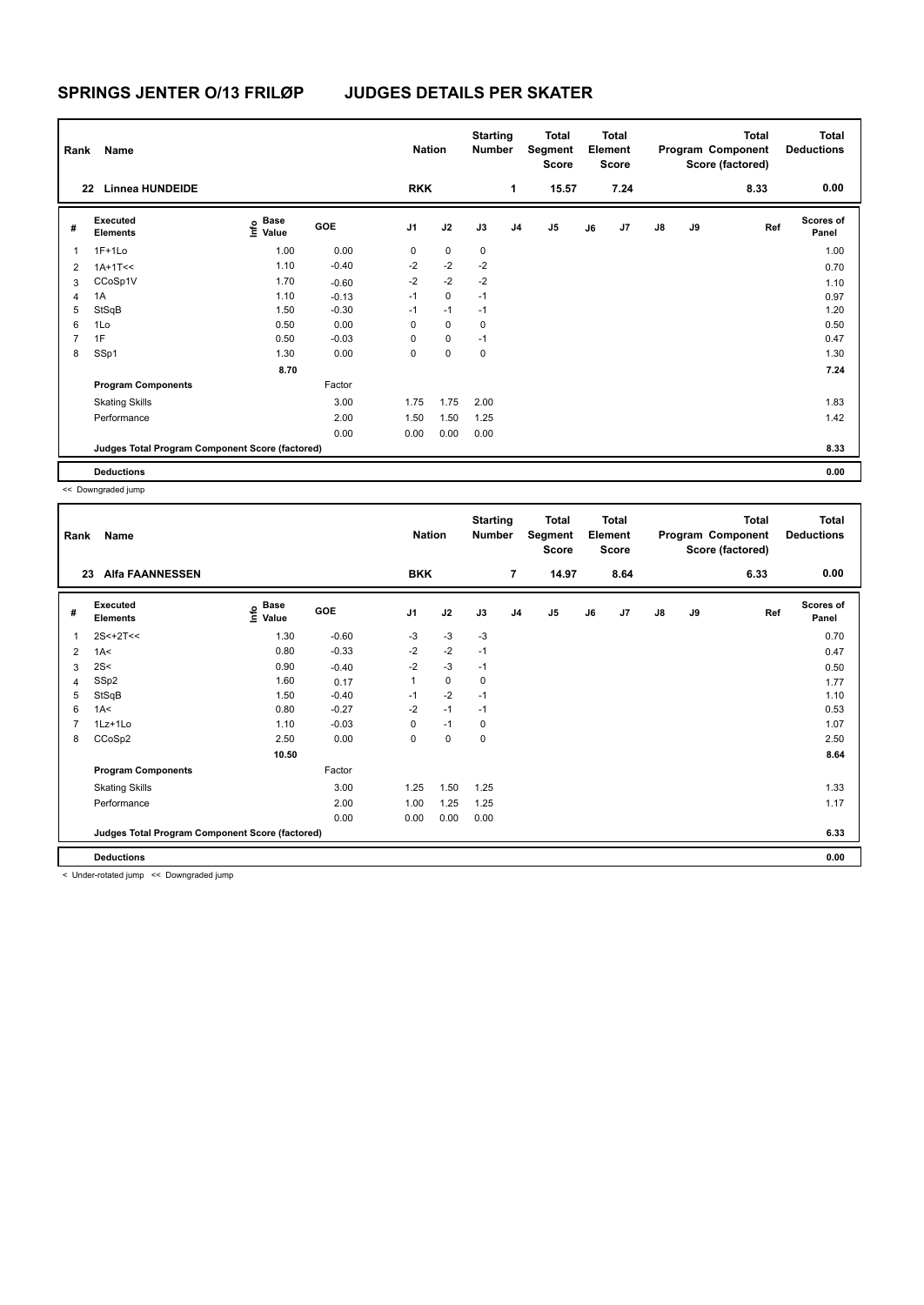# SPRINGS JENTER O/13 FRILØP JUDGES DETAILS PER SKATER

| Rank | Name | Nation | Starting Number | Total Segment Score | Total Element Score | Total Program Component Score (factored) | Total Deductions |
|---|---|---|---|---|---|---|---|
| 22 | Linnea HUNDEIDE | RKK | 1 | 15.57 | 7.24 | 8.33 | 0.00 |

| # | Executed Elements | Info | Base Value | GOE | J1 | J2 | J3 | J4 | J5 | J6 | J7 | J8 | J9 | Ref | Scores of Panel |
|---|---|---|---|---|---|---|---|---|---|---|---|---|---|---|---|
| 1 | 1F+1Lo | | 1.00 | 0.00 | 0 | 0 | 0 | | | | | | | | 1.00 |
| 2 | 1A+1T<< | | 1.10 | -0.40 | -2 | -2 | -2 | | | | | | | | 0.70 |
| 3 | CCoSp1V | | 1.70 | -0.60 | -2 | -2 | -2 | | | | | | | | 1.10 |
| 4 | 1A | | 1.10 | -0.13 | -1 | 0 | -1 | | | | | | | | 0.97 |
| 5 | StSqB | | 1.50 | -0.30 | -1 | -1 | -1 | | | | | | | | 1.20 |
| 6 | 1Lo | | 0.50 | 0.00 | 0 | 0 | 0 | | | | | | | | 0.50 |
| 7 | 1F | | 0.50 | -0.03 | 0 | 0 | -1 | | | | | | | | 0.47 |
| 8 | SSp1 | | 1.30 | 0.00 | 0 | 0 | 0 | | | | | | | | 1.30 |
| | | | 8.70 | | | | | | | | | | | | 7.24 |
| | **Program Components** | | | Factor | | | | | | | | | | | |
| | Skating Skills | | | 3.00 | 1.75 | 1.75 | 2.00 | | | | | | | | 1.83 |
| | Performance | | | 2.00 | 1.50 | 1.50 | 1.25 | | | | | | | | 1.42 |
| | | | | 0.00 | 0.00 | 0.00 | 0.00 | | | | | | | | |
| | **Judges Total Program Component Score (factored)** | | | | | | | | | | | | | | 8.33 |
| | **Deductions** | | | | | | | | | | | | | | 0.00 |

<< Downgraded jump

| Rank | Name | Nation | Starting Number | Total Segment Score | Total Element Score | Total Program Component Score (factored) | Total Deductions |
|---|---|---|---|---|---|---|---|
| 23 | Alfa FAANNESSEN | BKK | 7 | 14.97 | 8.64 | 6.33 | 0.00 |

| # | Executed Elements | Info | Base Value | GOE | J1 | J2 | J3 | J4 | J5 | J6 | J7 | J8 | J9 | Ref | Scores of Panel |
|---|---|---|---|---|---|---|---|---|---|---|---|---|---|---|---|
| 1 | 2S<+2T<< | | 1.30 | -0.60 | -3 | -3 | -3 | | | | | | | | 0.70 |
| 2 | 1A< | | 0.80 | -0.33 | -2 | -2 | -1 | | | | | | | | 0.47 |
| 3 | 2S< | | 0.90 | -0.40 | -2 | -3 | -1 | | | | | | | | 0.50 |
| 4 | SSp2 | | 1.60 | 0.17 | 1 | 0 | 0 | | | | | | | | 1.77 |
| 5 | StSqB | | 1.50 | -0.40 | -1 | -2 | -1 | | | | | | | | 1.10 |
| 6 | 1A< | | 0.80 | -0.27 | -2 | -1 | -1 | | | | | | | | 0.53 |
| 7 | 1Lz+1Lo | | 1.10 | -0.03 | 0 | -1 | 0 | | | | | | | | 1.07 |
| 8 | CCoSp2 | | 2.50 | 0.00 | 0 | 0 | 0 | | | | | | | | 2.50 |
| | | | 10.50 | | | | | | | | | | | | 8.64 |
| | **Program Components** | | | Factor | | | | | | | | | | | |
| | Skating Skills | | | 3.00 | 1.25 | 1.50 | 1.25 | | | | | | | | 1.33 |
| | Performance | | | 2.00 | 1.00 | 1.25 | 1.25 | | | | | | | | 1.17 |
| | | | | 0.00 | 0.00 | 0.00 | 0.00 | | | | | | | | |
| | **Judges Total Program Component Score (factored)** | | | | | | | | | | | | | | 6.33 |
| | **Deductions** | | | | | | | | | | | | | | 0.00 |

< Under-rotated jump << Downgraded jump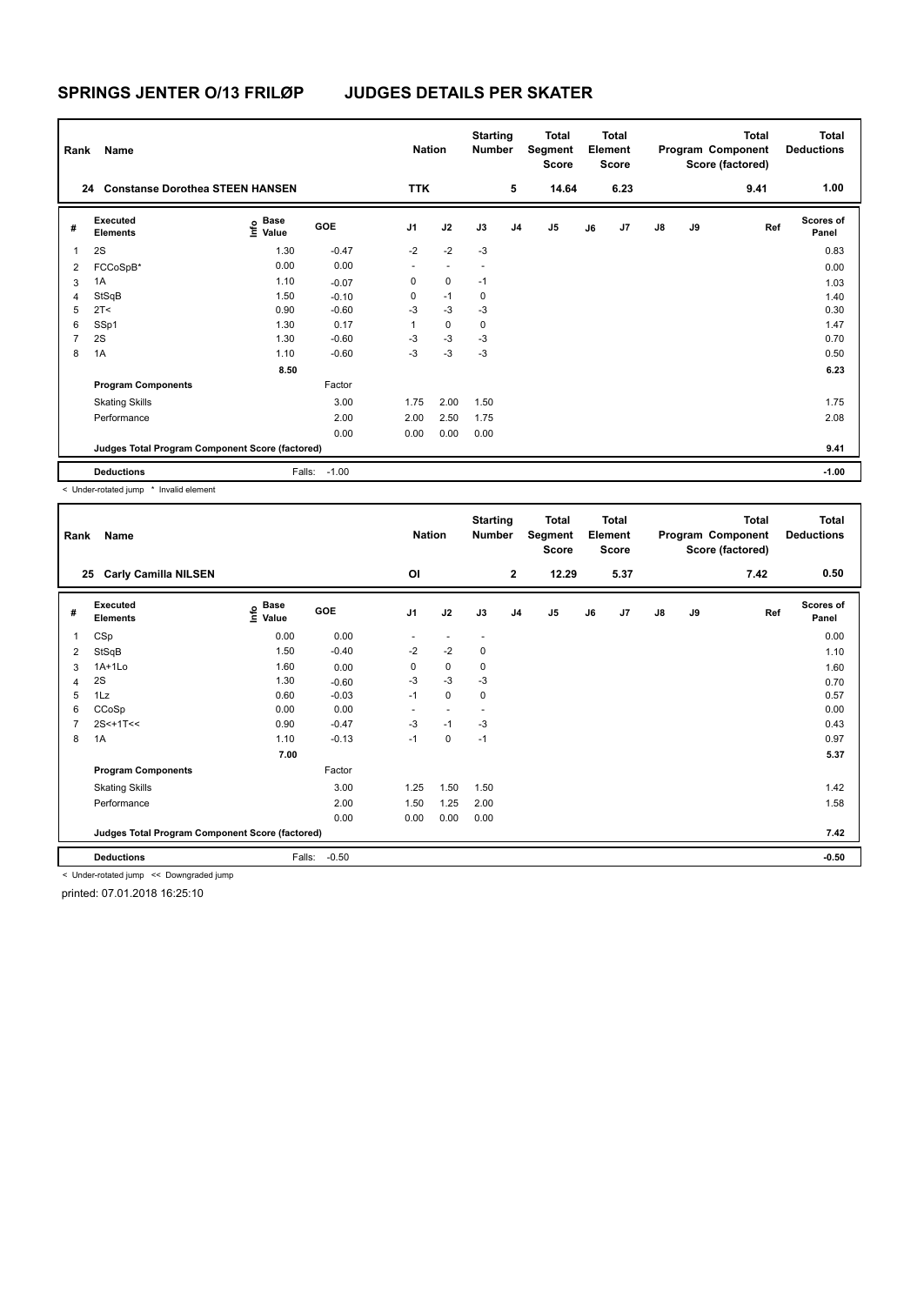# SPRINGS JENTER O/13 FRILØP JUDGES DETAILS PER SKATER

| Rank | Name | Nation | Starting Number | Total Segment Score | Total Element Score | Total Program Component Score (factored) | Total Deductions |
|---|---|---|---|---|---|---|---|
| 24 | Constanse Dorothea STEEN HANSEN | TTK | 5 | 14.64 | 6.23 | 9.41 | 1.00 |

| # | Executed Elements | Info | Base Value | GOE | J1 | J2 | J3 | J4 | J5 | J6 | J7 | J8 | J9 | Ref | Scores of Panel |
|---|---|---|---|---|---|---|---|---|---|---|---|---|---|---|---|
| 1 | 2S | | 1.30 | -0.47 | -2 | -2 | -3 | | | | | | | | 0.83 |
| 2 | FCCoSpB* | | 0.00 | 0.00 | - | - | - | | | | | | | | 0.00 |
| 3 | 1A | | 1.10 | -0.07 | 0 | 0 | -1 | | | | | | | | 1.03 |
| 4 | StSqB | | 1.50 | -0.10 | 0 | -1 | 0 | | | | | | | | 1.40 |
| 5 | 2T< | | 0.90 | -0.60 | -3 | -3 | -3 | | | | | | | | 0.30 |
| 6 | SSp1 | | 1.30 | 0.17 | 1 | 0 | 0 | | | | | | | | 1.47 |
| 7 | 2S | | 1.30 | -0.60 | -3 | -3 | -3 | | | | | | | | 0.70 |
| 8 | 1A | | 1.10 | -0.60 | -3 | -3 | -3 | | | | | | | | 0.50 |
| | | | 8.50 | | | | | | | | | | | | 6.23 |
| | **Program Components** | | | Factor | | | | | | | | | | | |
| | Skating Skills | | | 3.00 | 1.75 | 2.00 | 1.50 | | | | | | | | 1.75 |
| | Performance | | | 2.00 | 2.00 | 2.50 | 1.75 | | | | | | | | 2.08 |
| | | | | 0.00 | 0.00 | 0.00 | 0.00 | | | | | | | | |
| | **Judges Total Program Component Score (factored)** | | | | | | | | | | | | | | 9.41 |
| | **Deductions** | | Falls: | -1.00 | | | | | | | | | | | -1.00 |

< Under-rotated jump * Invalid element

| Rank | Name | Nation | Starting Number | Total Segment Score | Total Element Score | Total Program Component Score (factored) | Total Deductions |
|---|---|---|---|---|---|---|---|
| 25 | Carly Camilla NILSEN | OI | 2 | 12.29 | 5.37 | 7.42 | 0.50 |

| # | Executed Elements | Info | Base Value | GOE | J1 | J2 | J3 | J4 | J5 | J6 | J7 | J8 | J9 | Ref | Scores of Panel |
|---|---|---|---|---|---|---|---|---|---|---|---|---|---|---|---|
| 1 | CSp | | 0.00 | 0.00 | - | - | - | | | | | | | | 0.00 |
| 2 | StSqB | | 1.50 | -0.40 | -2 | -2 | 0 | | | | | | | | 1.10 |
| 3 | 1A+1Lo | | 1.60 | 0.00 | 0 | 0 | 0 | | | | | | | | 1.60 |
| 4 | 2S | | 1.30 | -0.60 | -3 | -3 | -3 | | | | | | | | 0.70 |
| 5 | 1Lz | | 0.60 | -0.03 | -1 | 0 | 0 | | | | | | | | 0.57 |
| 6 | CCoSp | | 0.00 | 0.00 | - | - | - | | | | | | | | 0.00 |
| 7 | 2S<+1T<< | | 0.90 | -0.47 | -3 | -1 | -3 | | | | | | | | 0.43 |
| 8 | 1A | | 1.10 | -0.13 | -1 | 0 | -1 | | | | | | | | 0.97 |
| | | | 7.00 | | | | | | | | | | | | 5.37 |
| | **Program Components** | | | Factor | | | | | | | | | | | |
| | Skating Skills | | | 3.00 | 1.25 | 1.50 | 1.50 | | | | | | | | 1.42 |
| | Performance | | | 2.00 | 1.50 | 1.25 | 2.00 | | | | | | | | 1.58 |
| | | | | 0.00 | 0.00 | 0.00 | 0.00 | | | | | | | | |
| | **Judges Total Program Component Score (factored)** | | | | | | | | | | | | | | 7.42 |
| | **Deductions** | | Falls: | -0.50 | | | | | | | | | | | -0.50 |

< Under-rotated jump << Downgraded jump

printed: 07.01.2018 16:25:10